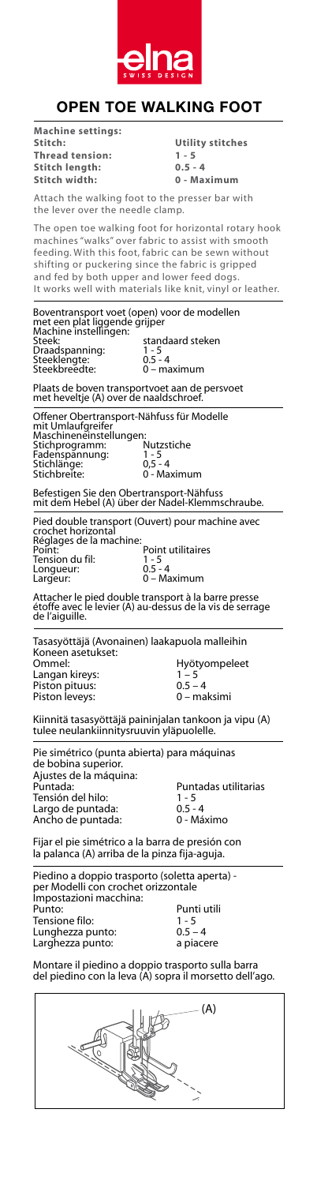elna

SWISS DESIGN

# OPEN TOE WALKING FOOT

| **Machine settings:** | |
|---|---|
| **Stitch:** | **Utility stitches** |
| **Thread tension:** | **1 - 5** |
| **Stitch length:** | **0.5 - 4** |
| **Stitch width:** | **0 - Maximum** |

Attach the walking foot to the presser bar with the lever over the needle clamp.

The open toe walking foot for horizontal rotary hook machines "walks" over fabric to assist with smooth feeding. With this foot, fabric can be sewn without shifting or puckering since the fabric is gripped and fed by both upper and lower feed dogs. It works well with materials like knit, vinyl or leather.

Boventransport voet (open) voor de modellen met een plat liggende grijper

| Machine instellingen: | |
|---|---|
| Steek: | standaard steken |
| Draadspanning: | 1 - 5 |
| Steeklengte: | 0.5 - 4 |
| Steekbreedte: | 0 – maximum |

Plaats de boven transportvoet aan de persvoet met heveltje (A) over de naaldschroef.

Offener Obertransport-Nähfuss für Modelle mit Umlaufgreifer

| Maschineneinstellungen: | |
|---|---|
| Stichprogramm: | Nutzstiche |
| Fadenspannung: | 1 - 5 |
| Stichlänge: | 0,5 - 4 |
| Stichbreite: | 0 - Maximum |

Befestigen Sie den Obertransport-Nähfuss mit dem Hebel (A) über der Nadel-Klemmschraube.

Pied double transport (Ouvert) pour machine avec crochet horizontal

| Réglages de la machine: | |
|---|---|
| Point: | Point utilitaires |
| Tension du fil: | 1 - 5 |
| Longueur: | 0.5 - 4 |
| Largeur: | 0 – Maximum |

Attacher le pied double transport à la barre presse étoffe avec le levier (A) au-dessus de la vis de serrage de l'aiguille.

Tasasyöttäjä (Avonainen) laakapuola malleihin

| Koneen asetukset: | |
|---|---|
| Ommel: | Hyötyompeleet |
| Langan kireys: | 1 – 5 |
| Piston pituus: | 0.5 – 4 |
| Piston leveys: | 0 – maksimi |

Kiinnitä tasasyöttäjä paininjalan tankoon ja vipu (A) tulee neulankiinnitysruuvin yläpuolelle.

Pie simétrico (punta abierta) para máquinas de bobina superior.

| Ajustes de la máquina: | |
|---|---|
| Puntada: | Puntadas utilitarias |
| Tensión del hilo: | 1 - 5 |
| Largo de puntada: | 0.5 - 4 |
| Ancho de puntada: | 0 - Máximo |

Fijar el pie simétrico a la barra de presión con la palanca (A) arriba de la pinza fija-aguja.

Piedino a doppio trasporto (soletta aperta) - per Modelli con crochet orizzontale

| Impostazioni macchina: | |
|---|---|
| Punto: | Punti utili |
| Tensione filo: | 1 - 5 |
| Lunghezza punto: | 0.5 – 4 |
| Larghezza punto: | a piacere |

Montare il piedino a doppio trasporto sulla barra del piedino con la leva (A) sopra il morsetto dell'ago.

(A)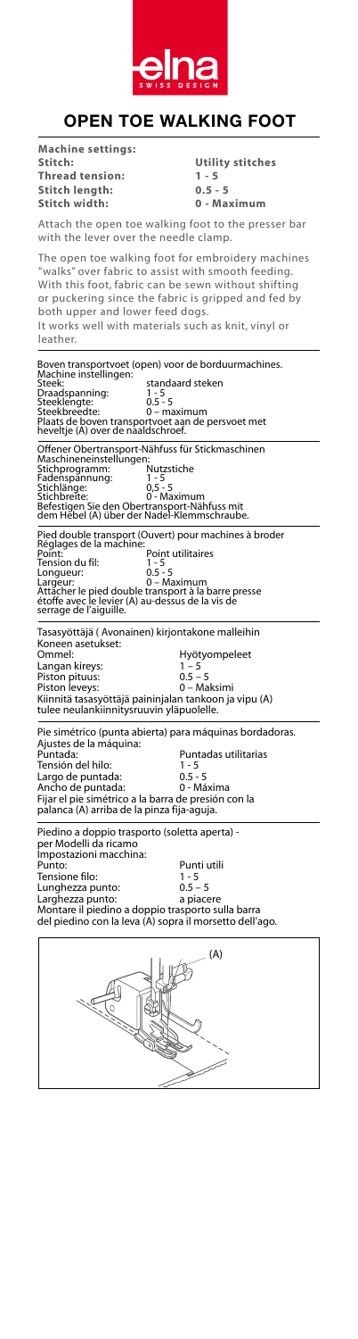# OPEN TOE WALKING FOOT

**Machine settings:**

| | |
|---|---|
| **Stitch:** | **Utility stitches** |
| **Thread tension:** | **1 - 5** |
| **Stitch length:** | **0.5 - 5** |
| **Stitch width:** | **0 - Maximum** |

Attach the open toe walking foot to the presser bar with the lever over the needle clamp.

The open toe walking foot for embroidery machines "walks" over fabric to assist with smooth feeding. With this foot, fabric can be sewn without shifting or puckering since the fabric is gripped and fed by both upper and lower feed dogs.

It works well with materials such as knit, vinyl or leather.

---

Boven transportvoet (open) voor de borduurmachines.
Machine instellingen:

| | |
|---|---|
| Steek: | standaard steken |
| Draadspanning: | 1 - 5 |
| Steeklengte: | 0.5 - 5 |
| Steekbreedte: | 0 – maximum |

Plaats de boven transportvoet aan de persvoet met heveltje (A) over de naaldschroef.

---

Offener Obertransport-Nähfuss für Stickmaschinen
Maschineneinstellungen:

| | |
|---|---|
| Stichprogramm: | Nutzstiche |
| Fadenspannung: | 1 - 5 |
| Stichlänge: | 0,5 - 5 |
| Stichbreite: | 0 - Maximum |

Befestigen Sie den Obertransport-Nähfuss mit dem Hebel (A) über der Nadel-Klemmschraube.

---

Pied double transport (Ouvert) pour machines à broder
Réglages de la machine:

| | |
|---|---|
| Point: | Point utilitaires |
| Tension du fil: | 1 - 5 |
| Longueur: | 0.5 - 5 |
| Largeur: | 0 – Maximum |

Attacher le pied double transport à la barre presse étoffe avec le levier (A) au-dessus de la vis de serrage de l'aiguille.

---

Tasasyöttäjä ( Avonainen) kirjontakone malleihin
Koneen asetukset:

| | |
|---|---|
| Ommel: | Hyötyompeleet |
| Langan kireys: | 1 – 5 |
| Piston pituus: | 0.5 – 5 |
| Piston leveys: | 0 – Maksimi |

Kiinnitä tasasyöttäjä paininjalan tankoon ja vipu (A) tulee neulankiinnitysruuvin yläpuolelle.

---

Pie simétrico (punta abierta) para máquinas bordadoras.
Ajustes de la máquina:

| | |
|---|---|
| Puntada: | Puntadas utilitarias |
| Tensión del hilo: | 1 - 5 |
| Largo de puntada: | 0.5 - 5 |
| Ancho de puntada: | 0 - Máxima |

Fijar el pie simétrico a la barra de presión con la palanca (A) arriba de la pinza fija-aguja.

---

Piedino a doppio trasporto (soletta aperta) - per Modelli da ricamo
Impostazioni macchina:

| | |
|---|---|
| Punto: | Punti utili |
| Tensione filo: | 1 - 5 |
| Lunghezza punto: | 0.5 – 5 |
| Larghezza punto: | a piacere |

Montare il piedino a doppio trasporto sulla barra del piedino con la leva (A) sopra il morsetto dell'ago.

(A)